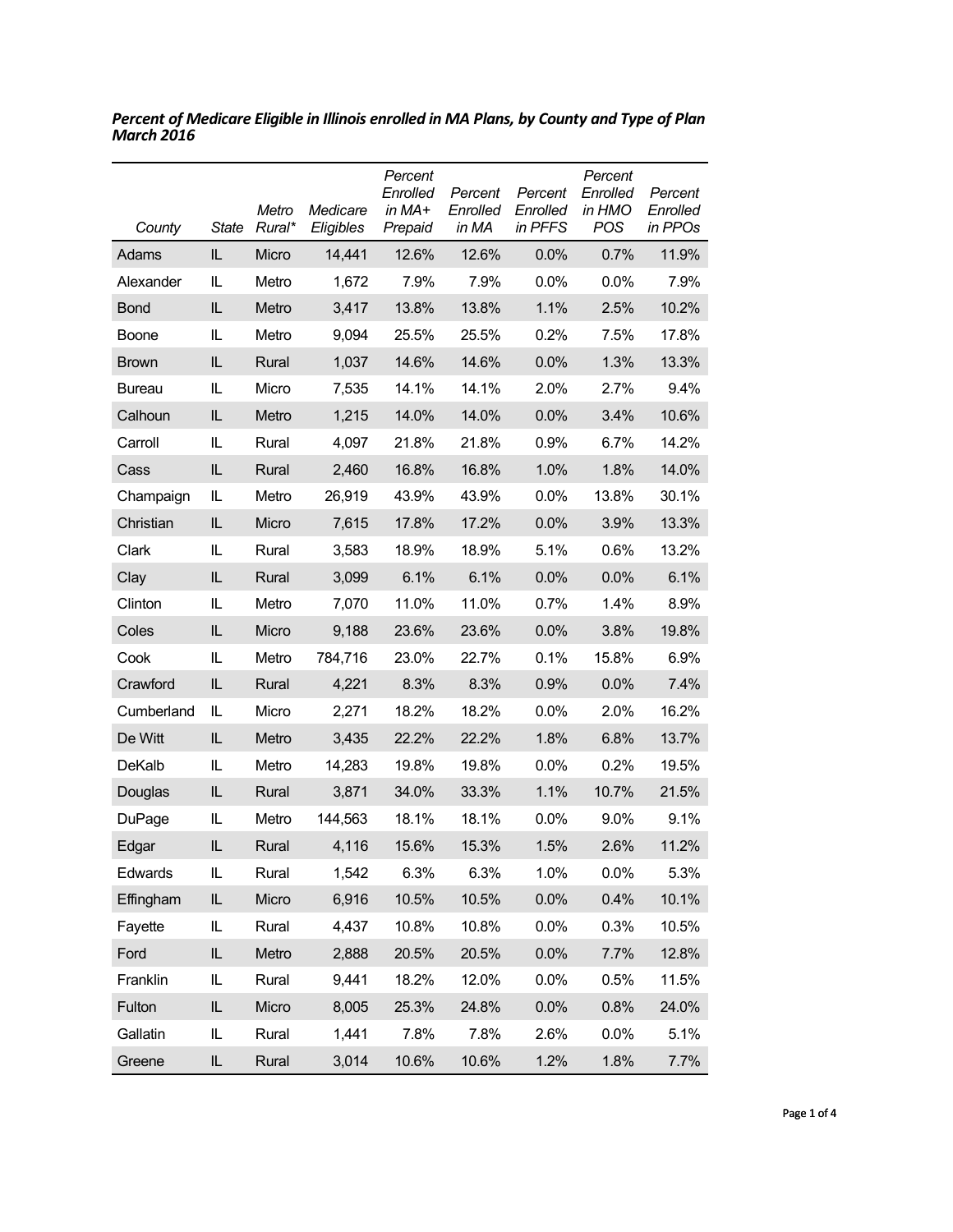***Percent of Medicare Eligible in Illinois enrolled in MA Plans, by County and Type of Plan March 2016***

| County | State | Metro Rural* | Medicare Eligibles | Percent Enrolled in MA+ Prepaid | Percent Enrolled in MA | Percent Enrolled in PFFS | Percent Enrolled in HMO POS | Percent Enrolled in PPOs |
|---|---|---|---|---|---|---|---|---|
| Adams | IL | Micro | 14,441 | 12.6% | 12.6% | 0.0% | 0.7% | 11.9% |
| Alexander | IL | Metro | 1,672 | 7.9% | 7.9% | 0.0% | 0.0% | 7.9% |
| Bond | IL | Metro | 3,417 | 13.8% | 13.8% | 1.1% | 2.5% | 10.2% |
| Boone | IL | Metro | 9,094 | 25.5% | 25.5% | 0.2% | 7.5% | 17.8% |
| Brown | IL | Rural | 1,037 | 14.6% | 14.6% | 0.0% | 1.3% | 13.3% |
| Bureau | IL | Micro | 7,535 | 14.1% | 14.1% | 2.0% | 2.7% | 9.4% |
| Calhoun | IL | Metro | 1,215 | 14.0% | 14.0% | 0.0% | 3.4% | 10.6% |
| Carroll | IL | Rural | 4,097 | 21.8% | 21.8% | 0.9% | 6.7% | 14.2% |
| Cass | IL | Rural | 2,460 | 16.8% | 16.8% | 1.0% | 1.8% | 14.0% |
| Champaign | IL | Metro | 26,919 | 43.9% | 43.9% | 0.0% | 13.8% | 30.1% |
| Christian | IL | Micro | 7,615 | 17.8% | 17.2% | 0.0% | 3.9% | 13.3% |
| Clark | IL | Rural | 3,583 | 18.9% | 18.9% | 5.1% | 0.6% | 13.2% |
| Clay | IL | Rural | 3,099 | 6.1% | 6.1% | 0.0% | 0.0% | 6.1% |
| Clinton | IL | Metro | 7,070 | 11.0% | 11.0% | 0.7% | 1.4% | 8.9% |
| Coles | IL | Micro | 9,188 | 23.6% | 23.6% | 0.0% | 3.8% | 19.8% |
| Cook | IL | Metro | 784,716 | 23.0% | 22.7% | 0.1% | 15.8% | 6.9% |
| Crawford | IL | Rural | 4,221 | 8.3% | 8.3% | 0.9% | 0.0% | 7.4% |
| Cumberland | IL | Micro | 2,271 | 18.2% | 18.2% | 0.0% | 2.0% | 16.2% |
| De Witt | IL | Metro | 3,435 | 22.2% | 22.2% | 1.8% | 6.8% | 13.7% |
| DeKalb | IL | Metro | 14,283 | 19.8% | 19.8% | 0.0% | 0.2% | 19.5% |
| Douglas | IL | Rural | 3,871 | 34.0% | 33.3% | 1.1% | 10.7% | 21.5% |
| DuPage | IL | Metro | 144,563 | 18.1% | 18.1% | 0.0% | 9.0% | 9.1% |
| Edgar | IL | Rural | 4,116 | 15.6% | 15.3% | 1.5% | 2.6% | 11.2% |
| Edwards | IL | Rural | 1,542 | 6.3% | 6.3% | 1.0% | 0.0% | 5.3% |
| Effingham | IL | Micro | 6,916 | 10.5% | 10.5% | 0.0% | 0.4% | 10.1% |
| Fayette | IL | Rural | 4,437 | 10.8% | 10.8% | 0.0% | 0.3% | 10.5% |
| Ford | IL | Metro | 2,888 | 20.5% | 20.5% | 0.0% | 7.7% | 12.8% |
| Franklin | IL | Rural | 9,441 | 18.2% | 12.0% | 0.0% | 0.5% | 11.5% |
| Fulton | IL | Micro | 8,005 | 25.3% | 24.8% | 0.0% | 0.8% | 24.0% |
| Gallatin | IL | Rural | 1,441 | 7.8% | 7.8% | 2.6% | 0.0% | 5.1% |
| Greene | IL | Rural | 3,014 | 10.6% | 10.6% | 1.2% | 1.8% | 7.7% |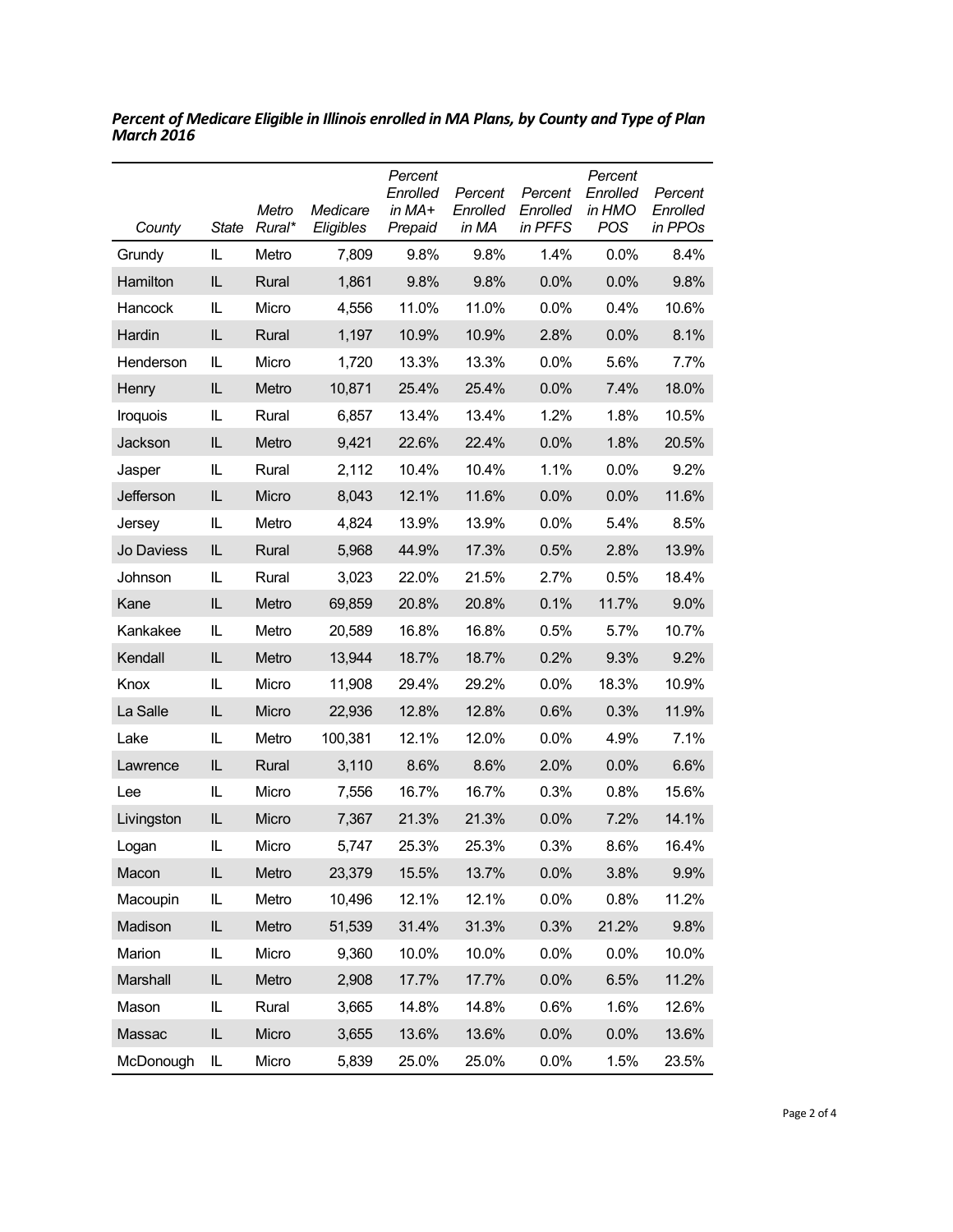***Percent of Medicare Eligible in Illinois enrolled in MA Plans, by County and Type of Plan March 2016***

| *County* | *State* | *Metro Rural** | *Medicare Eligibles* | *Percent Enrolled in MA+ Prepaid* | *Percent Enrolled in MA* | *Percent Enrolled in PFFS* | *Percent Enrolled in HMO POS* | *Percent Enrolled in PPOs* |
|---|---|---|---|---|---|---|---|---|
| Grundy | IL | Metro | 7,809 | 9.8% | 9.8% | 1.4% | 0.0% | 8.4% |
| Hamilton | IL | Rural | 1,861 | 9.8% | 9.8% | 0.0% | 0.0% | 9.8% |
| Hancock | IL | Micro | 4,556 | 11.0% | 11.0% | 0.0% | 0.4% | 10.6% |
| Hardin | IL | Rural | 1,197 | 10.9% | 10.9% | 2.8% | 0.0% | 8.1% |
| Henderson | IL | Micro | 1,720 | 13.3% | 13.3% | 0.0% | 5.6% | 7.7% |
| Henry | IL | Metro | 10,871 | 25.4% | 25.4% | 0.0% | 7.4% | 18.0% |
| Iroquois | IL | Rural | 6,857 | 13.4% | 13.4% | 1.2% | 1.8% | 10.5% |
| Jackson | IL | Metro | 9,421 | 22.6% | 22.4% | 0.0% | 1.8% | 20.5% |
| Jasper | IL | Rural | 2,112 | 10.4% | 10.4% | 1.1% | 0.0% | 9.2% |
| Jefferson | IL | Micro | 8,043 | 12.1% | 11.6% | 0.0% | 0.0% | 11.6% |
| Jersey | IL | Metro | 4,824 | 13.9% | 13.9% | 0.0% | 5.4% | 8.5% |
| Jo Daviess | IL | Rural | 5,968 | 44.9% | 17.3% | 0.5% | 2.8% | 13.9% |
| Johnson | IL | Rural | 3,023 | 22.0% | 21.5% | 2.7% | 0.5% | 18.4% |
| Kane | IL | Metro | 69,859 | 20.8% | 20.8% | 0.1% | 11.7% | 9.0% |
| Kankakee | IL | Metro | 20,589 | 16.8% | 16.8% | 0.5% | 5.7% | 10.7% |
| Kendall | IL | Metro | 13,944 | 18.7% | 18.7% | 0.2% | 9.3% | 9.2% |
| Knox | IL | Micro | 11,908 | 29.4% | 29.2% | 0.0% | 18.3% | 10.9% |
| La Salle | IL | Micro | 22,936 | 12.8% | 12.8% | 0.6% | 0.3% | 11.9% |
| Lake | IL | Metro | 100,381 | 12.1% | 12.0% | 0.0% | 4.9% | 7.1% |
| Lawrence | IL | Rural | 3,110 | 8.6% | 8.6% | 2.0% | 0.0% | 6.6% |
| Lee | IL | Micro | 7,556 | 16.7% | 16.7% | 0.3% | 0.8% | 15.6% |
| Livingston | IL | Micro | 7,367 | 21.3% | 21.3% | 0.0% | 7.2% | 14.1% |
| Logan | IL | Micro | 5,747 | 25.3% | 25.3% | 0.3% | 8.6% | 16.4% |
| Macon | IL | Metro | 23,379 | 15.5% | 13.7% | 0.0% | 3.8% | 9.9% |
| Macoupin | IL | Metro | 10,496 | 12.1% | 12.1% | 0.0% | 0.8% | 11.2% |
| Madison | IL | Metro | 51,539 | 31.4% | 31.3% | 0.3% | 21.2% | 9.8% |
| Marion | IL | Micro | 9,360 | 10.0% | 10.0% | 0.0% | 0.0% | 10.0% |
| Marshall | IL | Metro | 2,908 | 17.7% | 17.7% | 0.0% | 6.5% | 11.2% |
| Mason | IL | Rural | 3,665 | 14.8% | 14.8% | 0.6% | 1.6% | 12.6% |
| Massac | IL | Micro | 3,655 | 13.6% | 13.6% | 0.0% | 0.0% | 13.6% |
| McDonough | IL | Micro | 5,839 | 25.0% | 25.0% | 0.0% | 1.5% | 23.5% |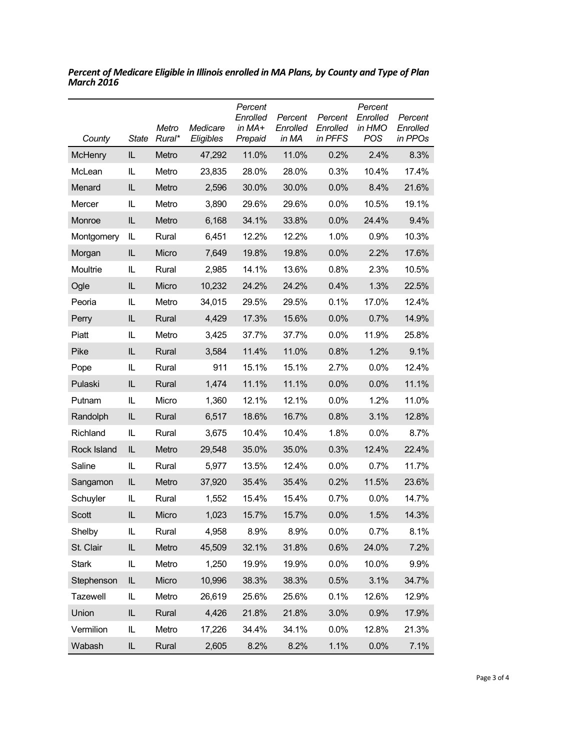***Percent of Medicare Eligible in Illinois enrolled in MA Plans, by County and Type of Plan March 2016***

| *County* | *State* | *Metro Rural** | *Medicare Eligibles* | *Percent Enrolled in MA+ Prepaid* | *Percent Enrolled in MA* | *Percent Enrolled in PFFS* | *Percent Enrolled in HMO POS* | *Percent Enrolled in PPOs* |
|---|---|---|---|---|---|---|---|---|
| McHenry | IL | Metro | 47,292 | 11.0% | 11.0% | 0.2% | 2.4% | 8.3% |
| McLean | IL | Metro | 23,835 | 28.0% | 28.0% | 0.3% | 10.4% | 17.4% |
| Menard | IL | Metro | 2,596 | 30.0% | 30.0% | 0.0% | 8.4% | 21.6% |
| Mercer | IL | Metro | 3,890 | 29.6% | 29.6% | 0.0% | 10.5% | 19.1% |
| Monroe | IL | Metro | 6,168 | 34.1% | 33.8% | 0.0% | 24.4% | 9.4% |
| Montgomery | IL | Rural | 6,451 | 12.2% | 12.2% | 1.0% | 0.9% | 10.3% |
| Morgan | IL | Micro | 7,649 | 19.8% | 19.8% | 0.0% | 2.2% | 17.6% |
| Moultrie | IL | Rural | 2,985 | 14.1% | 13.6% | 0.8% | 2.3% | 10.5% |
| Ogle | IL | Micro | 10,232 | 24.2% | 24.2% | 0.4% | 1.3% | 22.5% |
| Peoria | IL | Metro | 34,015 | 29.5% | 29.5% | 0.1% | 17.0% | 12.4% |
| Perry | IL | Rural | 4,429 | 17.3% | 15.6% | 0.0% | 0.7% | 14.9% |
| Piatt | IL | Metro | 3,425 | 37.7% | 37.7% | 0.0% | 11.9% | 25.8% |
| Pike | IL | Rural | 3,584 | 11.4% | 11.0% | 0.8% | 1.2% | 9.1% |
| Pope | IL | Rural | 911 | 15.1% | 15.1% | 2.7% | 0.0% | 12.4% |
| Pulaski | IL | Rural | 1,474 | 11.1% | 11.1% | 0.0% | 0.0% | 11.1% |
| Putnam | IL | Micro | 1,360 | 12.1% | 12.1% | 0.0% | 1.2% | 11.0% |
| Randolph | IL | Rural | 6,517 | 18.6% | 16.7% | 0.8% | 3.1% | 12.8% |
| Richland | IL | Rural | 3,675 | 10.4% | 10.4% | 1.8% | 0.0% | 8.7% |
| Rock Island | IL | Metro | 29,548 | 35.0% | 35.0% | 0.3% | 12.4% | 22.4% |
| Saline | IL | Rural | 5,977 | 13.5% | 12.4% | 0.0% | 0.7% | 11.7% |
| Sangamon | IL | Metro | 37,920 | 35.4% | 35.4% | 0.2% | 11.5% | 23.6% |
| Schuyler | IL | Rural | 1,552 | 15.4% | 15.4% | 0.7% | 0.0% | 14.7% |
| Scott | IL | Micro | 1,023 | 15.7% | 15.7% | 0.0% | 1.5% | 14.3% |
| Shelby | IL | Rural | 4,958 | 8.9% | 8.9% | 0.0% | 0.7% | 8.1% |
| St. Clair | IL | Metro | 45,509 | 32.1% | 31.8% | 0.6% | 24.0% | 7.2% |
| Stark | IL | Metro | 1,250 | 19.9% | 19.9% | 0.0% | 10.0% | 9.9% |
| Stephenson | IL | Micro | 10,996 | 38.3% | 38.3% | 0.5% | 3.1% | 34.7% |
| Tazewell | IL | Metro | 26,619 | 25.6% | 25.6% | 0.1% | 12.6% | 12.9% |
| Union | IL | Rural | 4,426 | 21.8% | 21.8% | 3.0% | 0.9% | 17.9% |
| Vermilion | IL | Metro | 17,226 | 34.4% | 34.1% | 0.0% | 12.8% | 21.3% |
| Wabash | IL | Rural | 2,605 | 8.2% | 8.2% | 1.1% | 0.0% | 7.1% |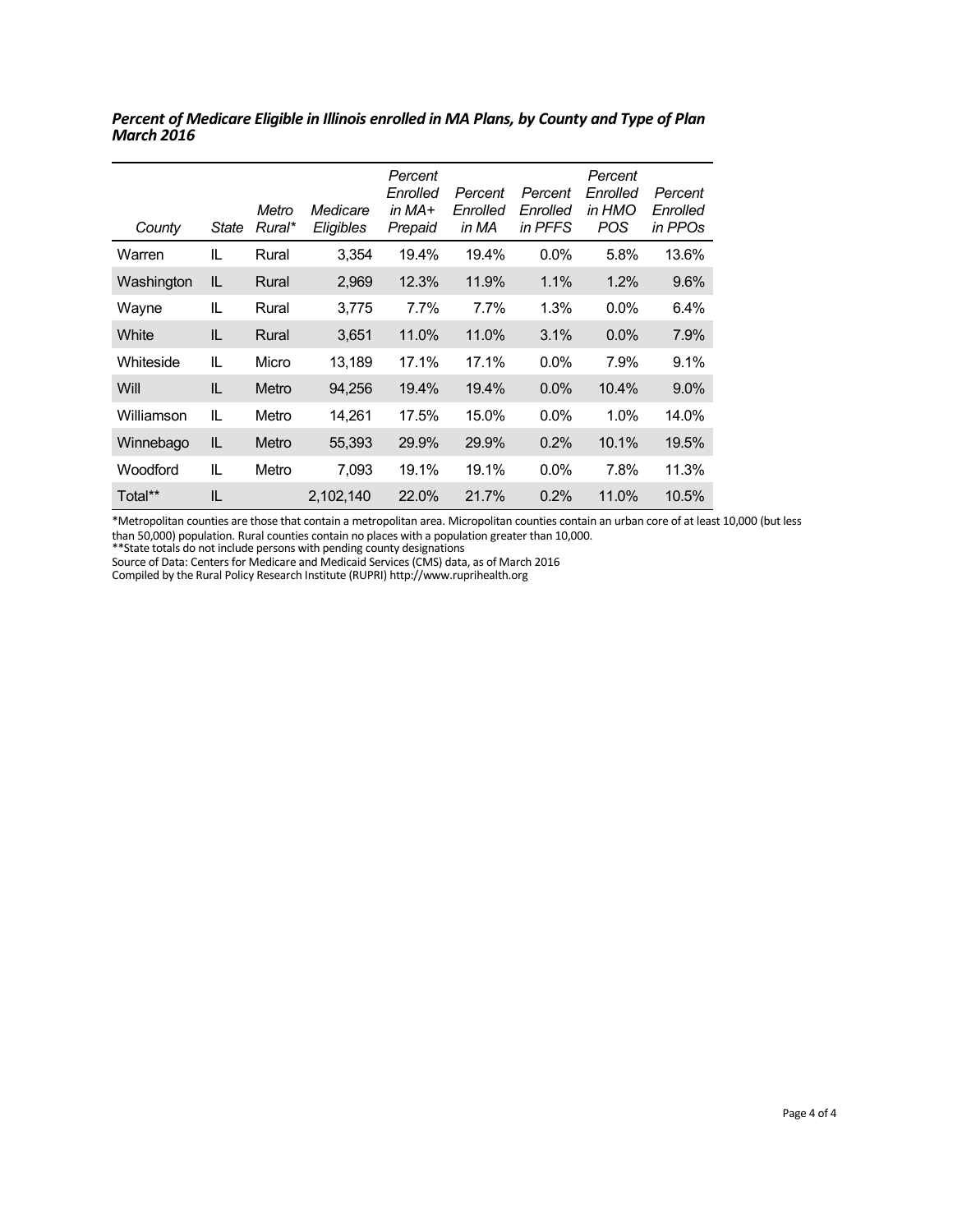***Percent of Medicare Eligible in Illinois enrolled in MA Plans, by County and Type of Plan March 2016***

| *County* | *State* | *Metro Rural\** | *Medicare Eligibles* | *Percent Enrolled in MA+ Prepaid* | *Percent Enrolled in MA* | *Percent Enrolled in PFFS* | *Percent Enrolled in HMO POS* | *Percent Enrolled in PPOs* |
|---|---|---|---|---|---|---|---|---|
| Warren | IL | Rural | 3,354 | 19.4% | 19.4% | 0.0% | 5.8% | 13.6% |
| Washington | IL | Rural | 2,969 | 12.3% | 11.9% | 1.1% | 1.2% | 9.6% |
| Wayne | IL | Rural | 3,775 | 7.7% | 7.7% | 1.3% | 0.0% | 6.4% |
| White | IL | Rural | 3,651 | 11.0% | 11.0% | 3.1% | 0.0% | 7.9% |
| Whiteside | IL | Micro | 13,189 | 17.1% | 17.1% | 0.0% | 7.9% | 9.1% |
| Will | IL | Metro | 94,256 | 19.4% | 19.4% | 0.0% | 10.4% | 9.0% |
| Williamson | IL | Metro | 14,261 | 17.5% | 15.0% | 0.0% | 1.0% | 14.0% |
| Winnebago | IL | Metro | 55,393 | 29.9% | 29.9% | 0.2% | 10.1% | 19.5% |
| Woodford | IL | Metro | 7,093 | 19.1% | 19.1% | 0.0% | 7.8% | 11.3% |
| Total** | IL | | 2,102,140 | 22.0% | 21.7% | 0.2% | 11.0% | 10.5% |

*Metropolitan counties are those that contain a metropolitan area. Micropolitan counties contain an urban core of at least 10,000 (but less than 50,000) population. Rural counties contain no places with a population greater than 10,000.

**State totals do not include persons with pending county designations

Source of Data: Centers for Medicare and Medicaid Services (CMS) data, as of March 2016

Compiled by the Rural Policy Research Institute (RUPRI) http://www.ruprihealth.org